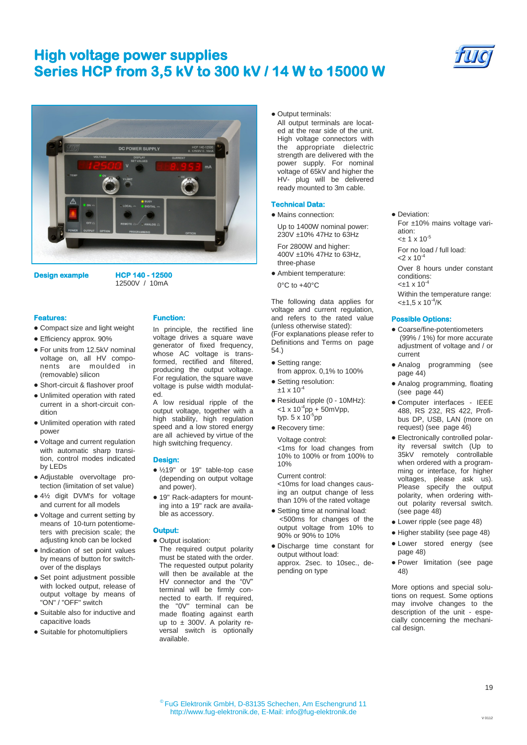# High voltage power supplies
# Series HCP from 3,5 kV to 300 kV / 14 W to 15000 W

**Design example** **HCP 140 - 12500**
12500V / 10mA

## Features:

- Compact size and light weight
- Efficiency approx. 90%
- For units from 12.5kV nominal voltage on, all HV components are moulded in (removable) silicon
- Short-circuit & flashover proof
- Unlimited operation with rated current in a short-circuit condition
- Unlimited operation with rated power
- Voltage and current regulation with automatic sharp transition, control modes indicated by LEDs
- Adjustable overvoltage protection (limitation of set value)
- 4½ digit DVM's for voltage and current for all models
- Voltage and current setting by means of 10-turn potentiometers with precision scale; the adjusting knob can be locked
- Indication of set point values by means of button for switch-over of the displays
- Set point adjustment possible with locked output, release of output voltage by means of "ON" / "OFF" switch
- Suitable also for inductive and capacitive loads
- Suitable for photomultipliers

## Function:

In principle, the rectified line voltage drives a square wave generator of fixed frequency, whose AC voltage is transformed, rectified and filtered, producing the output voltage. For regulation, the square wave voltage is pulse width modulated.

A low residual ripple of the output voltage, together with a high stability, high regulation speed and a low stored energy are all achieved by virtue of the high switching frequency.

## Design:

- ½19" or 19" table-top case (depending on output voltage and power).
- 19" Rack-adapters for mounting into a 19" rack are available as accessory.

## Output:

- Output isolation:
  The required output polarity must be stated with the order. The requested output polarity will then be available at the HV connector and the "0V" terminal will be firmly connected to earth. If required, the "0V" terminal can be made floating against earth up to ± 300V. A polarity reversal switch is optionally available.
- Output terminals:
  All output terminals are located at the rear side of the unit. High voltage connectors with the appropriate dielectric strength are delivered with the power supply. For nominal voltage of 65kV and higher the HV- plug will be delivered ready mounted to 3m cable.

## Technical Data:

- Mains connection:

  Up to 1400W nominal power: 230V ±10% 47Hz to 63Hz

  For 2800W and higher: 400V ±10% 47Hz to 63Hz, three-phase
- Ambient temperature:

  0°C to +40°C

The following data applies for voltage and current regulation, and refers to the rated value (unless otherwise stated):
(For explanations please refer to Definitions and Terms on page 54.)

- Setting range:
  from approx. 0,1% to 100%
- Setting resolution:
  $\pm 1 \times 10^{-4}$
- Residual ripple (0 - 10MHz):
  $< 1 \times 10^{-4}$pp + 50mVpp,
  typ. $5 \times 10^{-5}$pp
- Recovery time:

  Voltage control:
  <1ms for load changes from 10% to 100% or from 100% to 10%

  Current control:
  <10ms for load changes causing an output change of less than 10% of the rated voltage
- Setting time at nominal load:
  <500ms for changes of the output voltage from 10% to 90% or 90% to 10%
- Discharge time constant for output without load:
  approx. 2sec. to 10sec., depending on type
- Deviation:

  For ±10% mains voltage variation:
  $< \pm 1 \times 10^{-5}$

  For no load / full load:
  $< 2 \times 10^{-4}$

  Over 8 hours under constant conditions:
  $< \pm 1 \times 10^{-4}$

  Within the temperature range:
  $< \pm 1{,}5 \times 10^{-4}$/K

## Possible Options:

- Coarse/fine-potentiometers (99% / 1%) for more accurate adjustment of voltage and / or current
- Analog programming (see page 44)
- Analog programming, floating (see page 44)
- Computer interfaces - IEEE 488, RS 232, RS 422, Profibus DP, USB, LAN (more on request) (see page 46)
- Electronically controlled polarity reversal switch (Up to 35kV remotely controllable when ordered with a programming or interface, for higher voltages, please ask us). Please specify the output polarity, when ordering without polarity reversal switch. (see page 48)
- Lower ripple (see page 48)
- Higher stability (see page 48)
- Lower stored energy (see page 48)
- Power limitation (see page 48)

More options and special solutions on request. Some options may involve changes to the description of the unit - especially concerning the mechanical design.

© FuG Elektronik GmbH, D-83135 Schechen, Am Eschengrund 11
http://www.fug-elektronik.de, E-Mail: info@fug-elektronik.de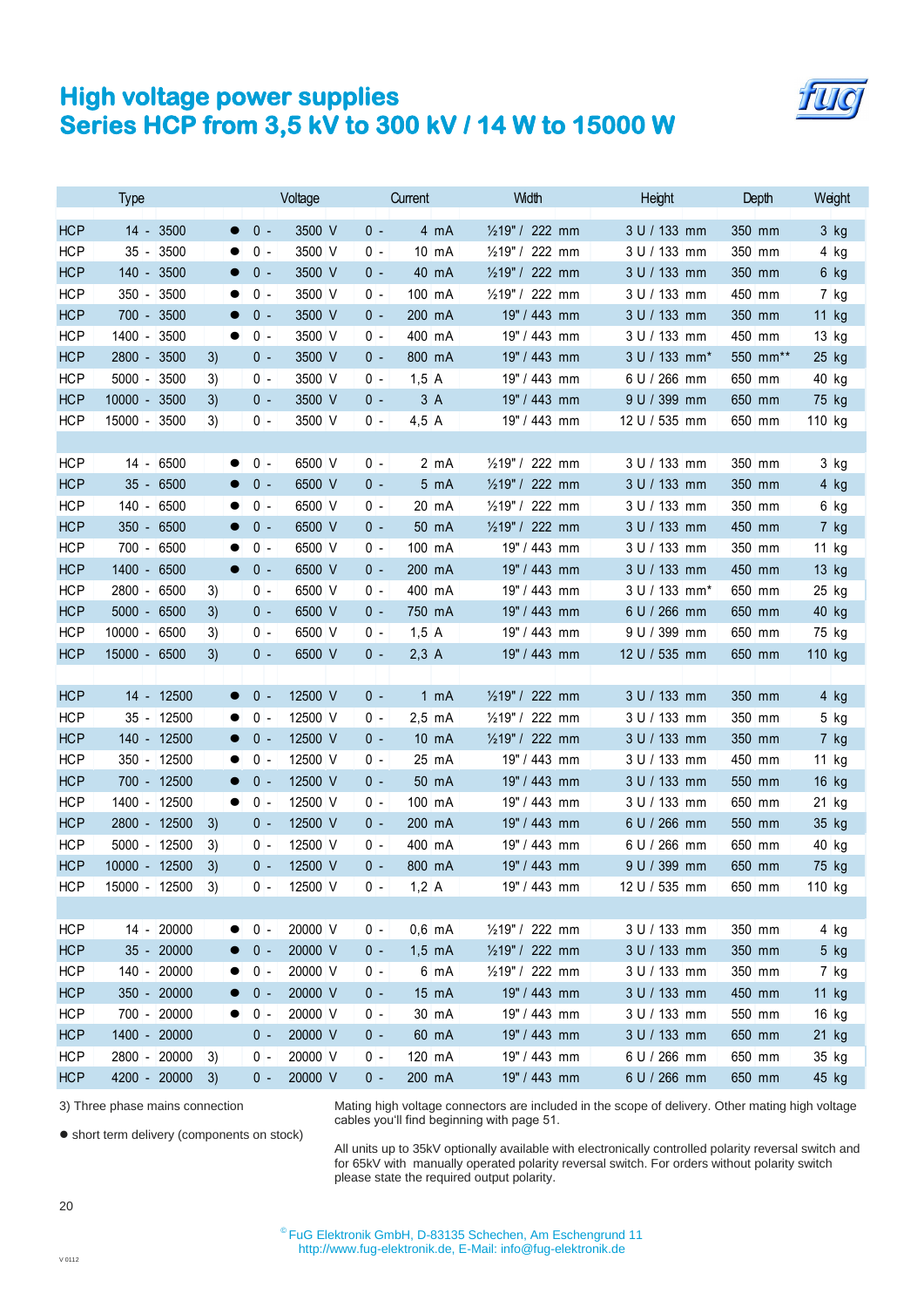# High voltage power supplies
# Series HCP from 3,5 kV to 300 kV / 14 W to 15000 W

| Type | | | Voltage | Current | Width | Height | Depth | Weight |
|---|---|---|---|---|---|---|---|---|
| HCP | 14 - 3500 | ● | 0 - 3500 V | 0 - 4 mA | ½19" / 222 mm | 3 U / 133 mm | 350 mm | 3 kg |
| HCP | 35 - 3500 | ● | 0 - 3500 V | 0 - 10 mA | ½19" / 222 mm | 3 U / 133 mm | 350 mm | 4 kg |
| HCP | 140 - 3500 | ● | 0 - 3500 V | 0 - 40 mA | ½19" / 222 mm | 3 U / 133 mm | 350 mm | 6 kg |
| HCP | 350 - 3500 | ● | 0 - 3500 V | 0 - 100 mA | ½19" / 222 mm | 3 U / 133 mm | 450 mm | 7 kg |
| HCP | 700 - 3500 | ● | 0 - 3500 V | 0 - 200 mA | 19" / 443 mm | 3 U / 133 mm | 350 mm | 11 kg |
| HCP | 1400 - 3500 | ● | 0 - 3500 V | 0 - 400 mA | 19" / 443 mm | 3 U / 133 mm | 450 mm | 13 kg |
| HCP | 2800 - 3500 | 3) | 0 - 3500 V | 0 - 800 mA | 19" / 443 mm | 3 U / 133 mm* | 550 mm** | 25 kg |
| HCP | 5000 - 3500 | 3) | 0 - 3500 V | 0 - 1,5 A | 19" / 443 mm | 6 U / 266 mm | 650 mm | 40 kg |
| HCP | 10000 - 3500 | 3) | 0 - 3500 V | 0 - 3 A | 19" / 443 mm | 9 U / 399 mm | 650 mm | 75 kg |
| HCP | 15000 - 3500 | 3) | 0 - 3500 V | 0 - 4,5 A | 19" / 443 mm | 12 U / 535 mm | 650 mm | 110 kg |
| | | | | | | | | |
| HCP | 14 - 6500 | ● | 0 - 6500 V | 0 - 2 mA | ½19" / 222 mm | 3 U / 133 mm | 350 mm | 3 kg |
| HCP | 35 - 6500 | ● | 0 - 6500 V | 0 - 5 mA | ½19" / 222 mm | 3 U / 133 mm | 350 mm | 4 kg |
| HCP | 140 - 6500 | ● | 0 - 6500 V | 0 - 20 mA | ½19" / 222 mm | 3 U / 133 mm | 350 mm | 6 kg |
| HCP | 350 - 6500 | ● | 0 - 6500 V | 0 - 50 mA | ½19" / 222 mm | 3 U / 133 mm | 450 mm | 7 kg |
| HCP | 700 - 6500 | ● | 0 - 6500 V | 0 - 100 mA | 19" / 443 mm | 3 U / 133 mm | 350 mm | 11 kg |
| HCP | 1400 - 6500 | ● | 0 - 6500 V | 0 - 200 mA | 19" / 443 mm | 3 U / 133 mm | 450 mm | 13 kg |
| HCP | 2800 - 6500 | 3) | 0 - 6500 V | 0 - 400 mA | 19" / 443 mm | 3 U / 133 mm* | 650 mm | 25 kg |
| HCP | 5000 - 6500 | 3) | 0 - 6500 V | 0 - 750 mA | 19" / 443 mm | 6 U / 266 mm | 650 mm | 40 kg |
| HCP | 10000 - 6500 | 3) | 0 - 6500 V | 0 - 1,5 A | 19" / 443 mm | 9 U / 399 mm | 650 mm | 75 kg |
| HCP | 15000 - 6500 | 3) | 0 - 6500 V | 0 - 2,3 A | 19" / 443 mm | 12 U / 535 mm | 650 mm | 110 kg |
| | | | | | | | | |
| HCP | 14 - 12500 | ● | 0 - 12500 V | 0 - 1 mA | ½19" / 222 mm | 3 U / 133 mm | 350 mm | 4 kg |
| HCP | 35 - 12500 | ● | 0 - 12500 V | 0 - 2,5 mA | ½19" / 222 mm | 3 U / 133 mm | 350 mm | 5 kg |
| HCP | 140 - 12500 | ● | 0 - 12500 V | 0 - 10 mA | ½19" / 222 mm | 3 U / 133 mm | 350 mm | 7 kg |
| HCP | 350 - 12500 | ● | 0 - 12500 V | 0 - 25 mA | 19" / 443 mm | 3 U / 133 mm | 450 mm | 11 kg |
| HCP | 700 - 12500 | ● | 0 - 12500 V | 0 - 50 mA | 19" / 443 mm | 3 U / 133 mm | 550 mm | 16 kg |
| HCP | 1400 - 12500 | ● | 0 - 12500 V | 0 - 100 mA | 19" / 443 mm | 3 U / 133 mm | 650 mm | 21 kg |
| HCP | 2800 - 12500 | 3) | 0 - 12500 V | 0 - 200 mA | 19" / 443 mm | 6 U / 266 mm | 550 mm | 35 kg |
| HCP | 5000 - 12500 | 3) | 0 - 12500 V | 0 - 400 mA | 19" / 443 mm | 6 U / 266 mm | 650 mm | 40 kg |
| HCP | 10000 - 12500 | 3) | 0 - 12500 V | 0 - 800 mA | 19" / 443 mm | 9 U / 399 mm | 650 mm | 75 kg |
| HCP | 15000 - 12500 | 3) | 0 - 12500 V | 0 - 1,2 A | 19" / 443 mm | 12 U / 535 mm | 650 mm | 110 kg |
| | | | | | | | | |
| HCP | 14 - 20000 | ● | 0 - 20000 V | 0 - 0,6 mA | ½19" / 222 mm | 3 U / 133 mm | 350 mm | 4 kg |
| HCP | 35 - 20000 | ● | 0 - 20000 V | 0 - 1,5 mA | ½19" / 222 mm | 3 U / 133 mm | 350 mm | 5 kg |
| HCP | 140 - 20000 | ● | 0 - 20000 V | 0 - 6 mA | ½19" / 222 mm | 3 U / 133 mm | 350 mm | 7 kg |
| HCP | 350 - 20000 | ● | 0 - 20000 V | 0 - 15 mA | 19" / 443 mm | 3 U / 133 mm | 450 mm | 11 kg |
| HCP | 700 - 20000 | ● | 0 - 20000 V | 0 - 30 mA | 19" / 443 mm | 3 U / 133 mm | 550 mm | 16 kg |
| HCP | 1400 - 20000 | | 0 - 20000 V | 0 - 60 mA | 19" / 443 mm | 3 U / 133 mm | 650 mm | 21 kg |
| HCP | 2800 - 20000 | 3) | 0 - 20000 V | 0 - 120 mA | 19" / 443 mm | 6 U / 266 mm | 650 mm | 35 kg |
| HCP | 4200 - 20000 | 3) | 0 - 20000 V | 0 - 200 mA | 19" / 443 mm | 6 U / 266 mm | 650 mm | 45 kg |

3) Three phase mains connection

● short term delivery (components on stock)

Mating high voltage connectors are included in the scope of delivery. Other mating high voltage cables you'll find beginning with page 51.

All units up to 35kV optionally available with electronically controlled polarity reversal switch and for 65kV with manually operated polarity reversal switch. For orders without polarity switch please state the required output polarity.

© FuG Elektronik GmbH, D-83135 Schechen, Am Eschengrund 11
http://www.fug-elektronik.de, E-Mail: info@fug-elektronik.de

V 0112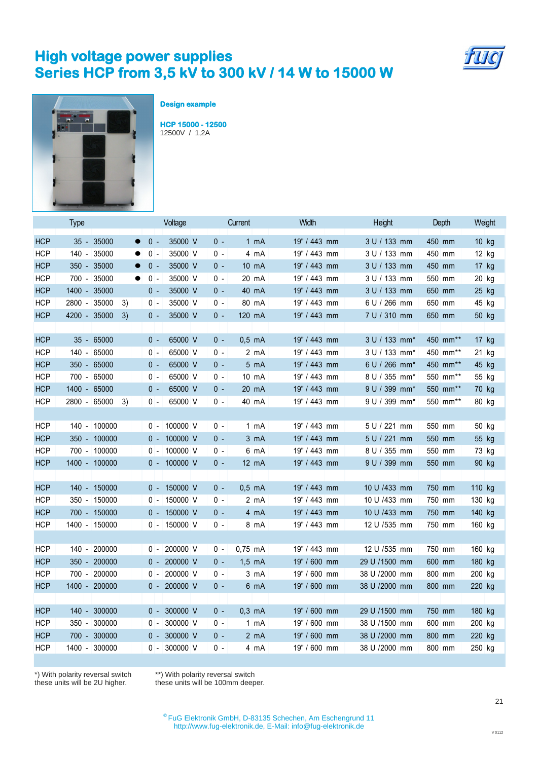# High voltage power supplies
# Series HCP from 3,5 kV to 300 kV / 14 W to 15000 W

**Design example**

**HCP 15000 - 12500**
12500V / 1,2A

| Type | | | Voltage | Current | Width | Height | Depth | Weight |
|---|---|---|---|---|---|---|---|---|
| HCP | 35 - 35000 | ● | 0 - 35000 V | 0 - 1 mA | 19" / 443 mm | 3 U / 133 mm | 450 mm | 10 kg |
| HCP | 140 - 35000 | ● | 0 - 35000 V | 0 - 4 mA | 19" / 443 mm | 3 U / 133 mm | 450 mm | 12 kg |
| HCP | 350 - 35000 | ● | 0 - 35000 V | 0 - 10 mA | 19" / 443 mm | 3 U / 133 mm | 450 mm | 17 kg |
| HCP | 700 - 35000 | ● | 0 - 35000 V | 0 - 20 mA | 19" / 443 mm | 3 U / 133 mm | 550 mm | 20 kg |
| HCP | 1400 - 35000 | | 0 - 35000 V | 0 - 40 mA | 19" / 443 mm | 3 U / 133 mm | 650 mm | 25 kg |
| HCP | 2800 - 35000 | 3) | 0 - 35000 V | 0 - 80 mA | 19" / 443 mm | 6 U / 266 mm | 650 mm | 45 kg |
| HCP | 4200 - 35000 | 3) | 0 - 35000 V | 0 - 120 mA | 19" / 443 mm | 7 U / 310 mm | 650 mm | 50 kg |
| | | | | | | | | |
| HCP | 35 - 65000 | | 0 - 65000 V | 0 - 0,5 mA | 19" / 443 mm | 3 U / 133 mm* | 450 mm** | 17 kg |
| HCP | 140 - 65000 | | 0 - 65000 V | 0 - 2 mA | 19" / 443 mm | 3 U / 133 mm* | 450 mm** | 21 kg |
| HCP | 350 - 65000 | | 0 - 65000 V | 0 - 5 mA | 19" / 443 mm | 6 U / 266 mm* | 450 mm** | 45 kg |
| HCP | 700 - 65000 | | 0 - 65000 V | 0 - 10 mA | 19" / 443 mm | 8 U / 355 mm* | 550 mm** | 55 kg |
| HCP | 1400 - 65000 | | 0 - 65000 V | 0 - 20 mA | 19" / 443 mm | 9 U / 399 mm* | 550 mm** | 70 kg |
| HCP | 2800 - 65000 | 3) | 0 - 65000 V | 0 - 40 mA | 19" / 443 mm | 9 U / 399 mm* | 550 mm** | 80 kg |
| | | | | | | | | |
| HCP | 140 - 100000 | | 0 - 100000 V | 0 - 1 mA | 19" / 443 mm | 5 U / 221 mm | 550 mm | 50 kg |
| HCP | 350 - 100000 | | 0 - 100000 V | 0 - 3 mA | 19" / 443 mm | 5 U / 221 mm | 550 mm | 55 kg |
| HCP | 700 - 100000 | | 0 - 100000 V | 0 - 6 mA | 19" / 443 mm | 8 U / 355 mm | 550 mm | 73 kg |
| HCP | 1400 - 100000 | | 0 - 100000 V | 0 - 12 mA | 19" / 443 mm | 9 U / 399 mm | 550 mm | 90 kg |
| | | | | | | | | |
| HCP | 140 - 150000 | | 0 - 150000 V | 0 - 0,5 mA | 19" / 443 mm | 10 U /433 mm | 750 mm | 110 kg |
| HCP | 350 - 150000 | | 0 - 150000 V | 0 - 2 mA | 19" / 443 mm | 10 U /433 mm | 750 mm | 130 kg |
| HCP | 700 - 150000 | | 0 - 150000 V | 0 - 4 mA | 19" / 443 mm | 10 U /433 mm | 750 mm | 140 kg |
| HCP | 1400 - 150000 | | 0 - 150000 V | 0 - 8 mA | 19" / 443 mm | 12 U /535 mm | 750 mm | 160 kg |
| | | | | | | | | |
| HCP | 140 - 200000 | | 0 - 200000 V | 0 - 0,75 mA | 19" / 443 mm | 12 U /535 mm | 750 mm | 160 kg |
| HCP | 350 - 200000 | | 0 - 200000 V | 0 - 1,5 mA | 19" / 600 mm | 29 U /1500 mm | 600 mm | 180 kg |
| HCP | 700 - 200000 | | 0 - 200000 V | 0 - 3 mA | 19" / 600 mm | 38 U /2000 mm | 800 mm | 200 kg |
| HCP | 1400 - 200000 | | 0 - 200000 V | 0 - 6 mA | 19" / 600 mm | 38 U /2000 mm | 800 mm | 220 kg |
| | | | | | | | | |
| HCP | 140 - 300000 | | 0 - 300000 V | 0 - 0,3 mA | 19" / 600 mm | 29 U /1500 mm | 750 mm | 180 kg |
| HCP | 350 - 300000 | | 0 - 300000 V | 0 - 1 mA | 19" / 600 mm | 38 U /1500 mm | 600 mm | 200 kg |
| HCP | 700 - 300000 | | 0 - 300000 V | 0 - 2 mA | 19" / 600 mm | 38 U /2000 mm | 800 mm | 220 kg |
| HCP | 1400 - 300000 | | 0 - 300000 V | 0 - 4 mA | 19" / 600 mm | 38 U /2000 mm | 800 mm | 250 kg |

*) With polarity reversal switch these units will be 2U higher.

**) With polarity reversal switch these units will be 100mm deeper.

© FuG Elektronik GmbH, D-83135 Schechen, Am Eschengrund 11
http://www.fug-elektronik.de, E-Mail: info@fug-elektronik.de